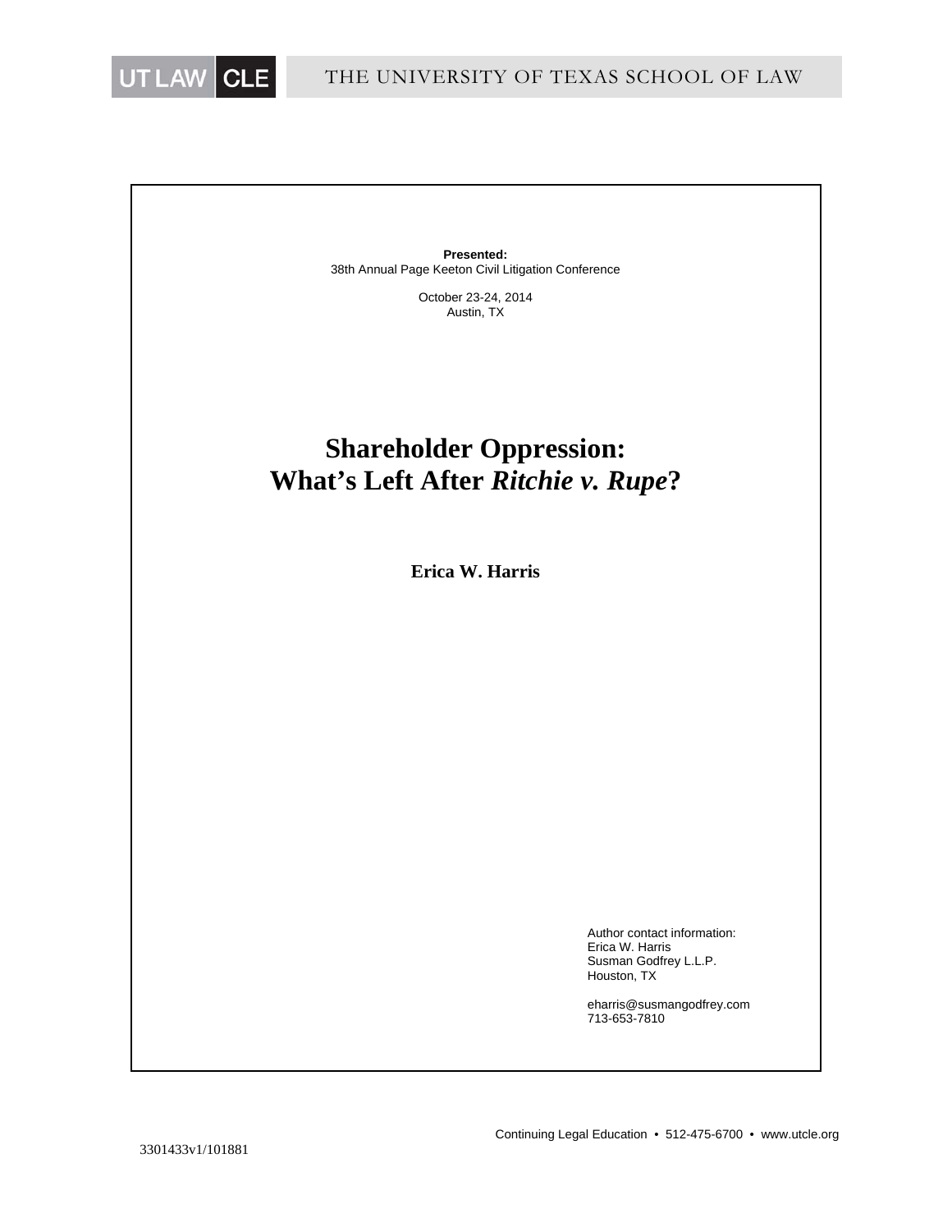UT LAW CLE — THE UNIVERSITY OF TEXAS SCHOOL OF LAW

**Presented:**
38th Annual Page Keeton Civil Litigation Conference

October 23-24, 2014
Austin, TX

# Shareholder Oppression: What's Left After *Ritchie v. Rupe*?

**Erica W. Harris**

Author contact information:
Erica W. Harris
Susman Godfrey L.L.P.
Houston, TX

eharris@susmangodfrey.com
713-653-7810

Continuing Legal Education • 512-475-6700 • www.utcle.org

3301433v1/101881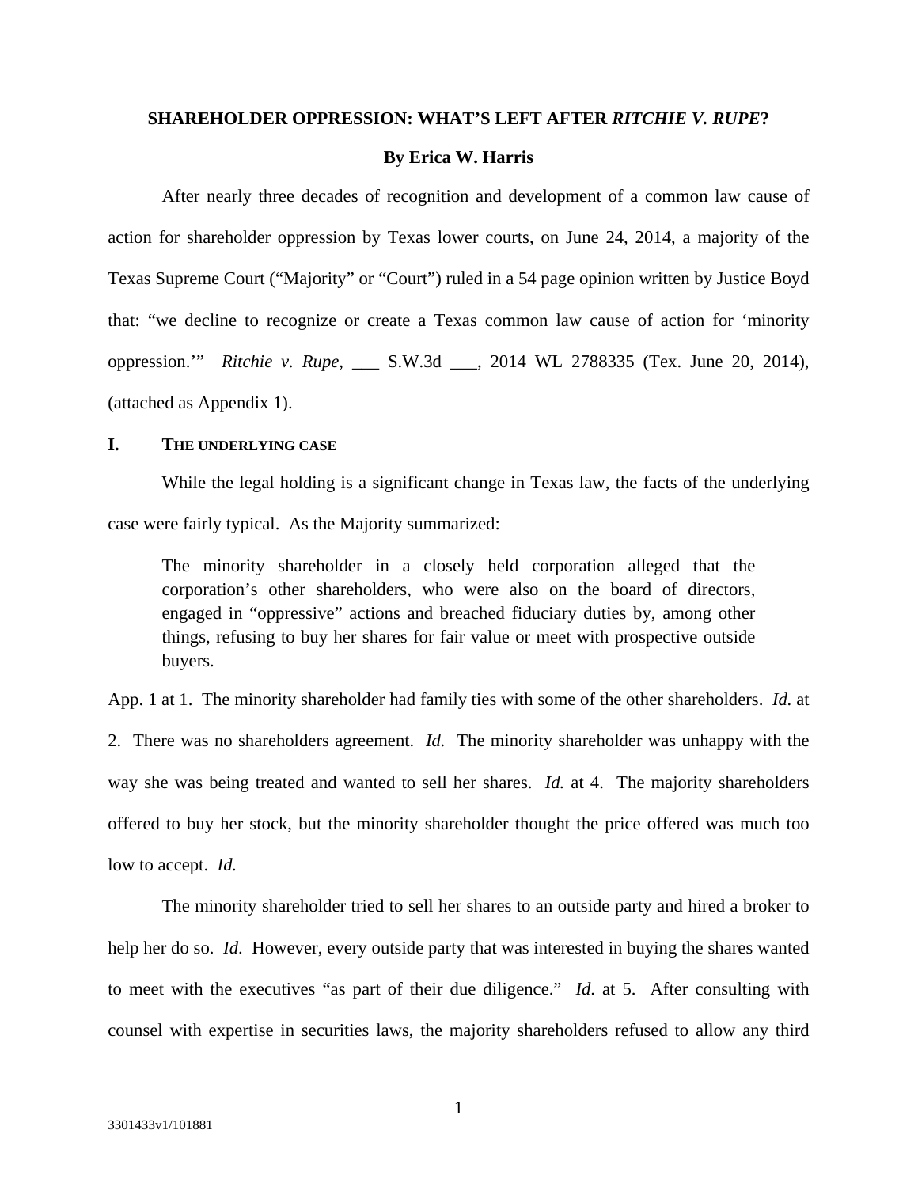# SHAREHOLDER OPPRESSION: WHAT'S LEFT AFTER *RITCHIE V. RUPE*?

**By Erica W. Harris**

After nearly three decades of recognition and development of a common law cause of action for shareholder oppression by Texas lower courts, on June 24, 2014, a majority of the Texas Supreme Court ("Majority" or "Court") ruled in a 54 page opinion written by Justice Boyd that: "we decline to recognize or create a Texas common law cause of action for 'minority oppression.'" *Ritchie v. Rupe*, ___ S.W.3d ___, 2014 WL 2788335 (Tex. June 20, 2014), (attached as Appendix 1).

## I. THE UNDERLYING CASE

While the legal holding is a significant change in Texas law, the facts of the underlying case were fairly typical. As the Majority summarized:

> The minority shareholder in a closely held corporation alleged that the corporation's other shareholders, who were also on the board of directors, engaged in "oppressive" actions and breached fiduciary duties by, among other things, refusing to buy her shares for fair value or meet with prospective outside buyers.

App. 1 at 1. The minority shareholder had family ties with some of the other shareholders. *Id.* at 2. There was no shareholders agreement. *Id.* The minority shareholder was unhappy with the way she was being treated and wanted to sell her shares. *Id.* at 4. The majority shareholders offered to buy her stock, but the minority shareholder thought the price offered was much too low to accept. *Id.*

The minority shareholder tried to sell her shares to an outside party and hired a broker to help her do so. *Id*. However, every outside party that was interested in buying the shares wanted to meet with the executives "as part of their due diligence." *Id.* at 5. After consulting with counsel with expertise in securities laws, the majority shareholders refused to allow any third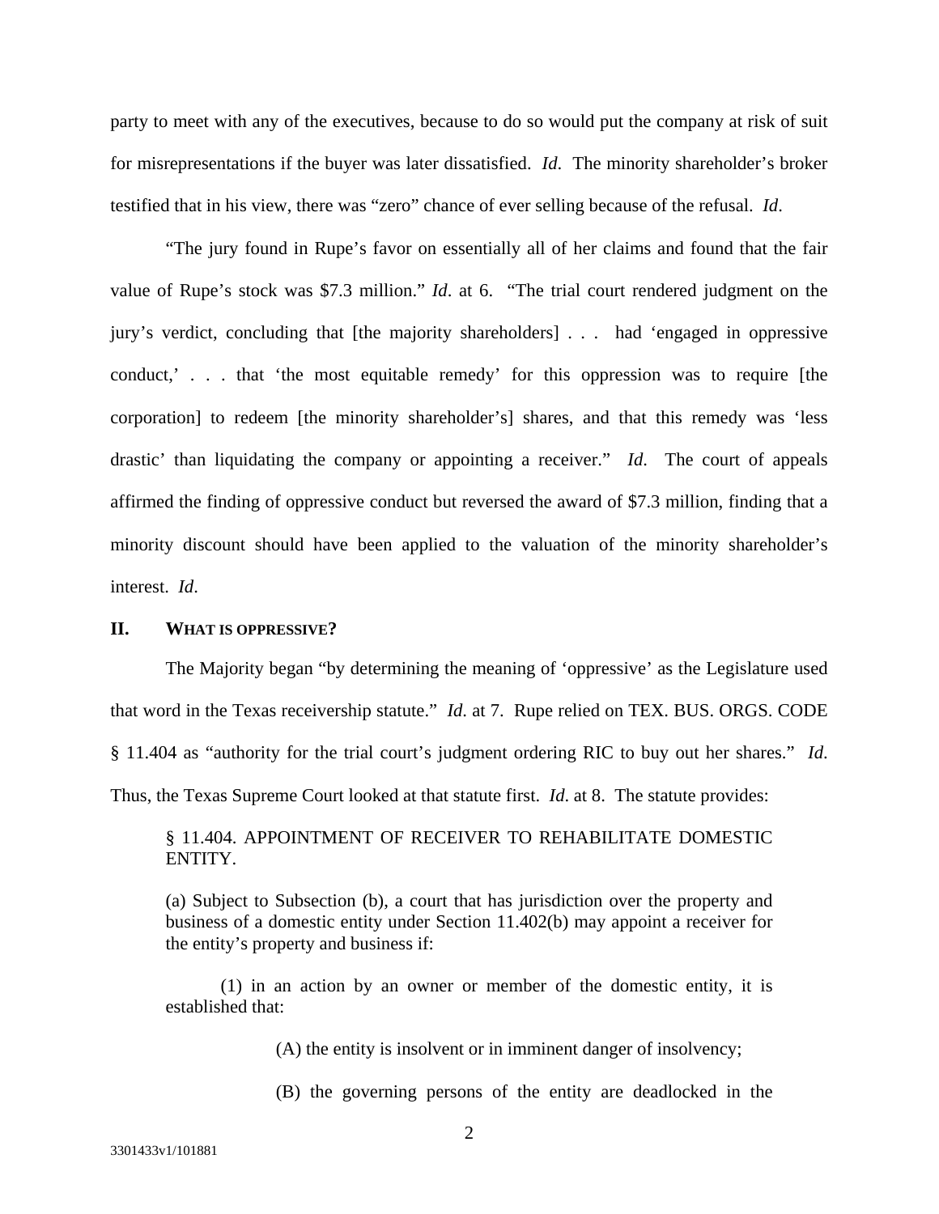party to meet with any of the executives, because to do so would put the company at risk of suit for misrepresentations if the buyer was later dissatisfied. *Id.* The minority shareholder's broker testified that in his view, there was "zero" chance of ever selling because of the refusal. *Id*.

"The jury found in Rupe's favor on essentially all of her claims and found that the fair value of Rupe's stock was $7.3 million." *Id*. at 6. "The trial court rendered judgment on the jury's verdict, concluding that [the majority shareholders] . . . had 'engaged in oppressive conduct,' . . . that 'the most equitable remedy' for this oppression was to require [the corporation] to redeem [the minority shareholder's] shares, and that this remedy was 'less drastic' than liquidating the company or appointing a receiver." *Id*. The court of appeals affirmed the finding of oppressive conduct but reversed the award of $7.3 million, finding that a minority discount should have been applied to the valuation of the minority shareholder's interest. *Id*.

## II. WHAT IS OPPRESSIVE?

The Majority began "by determining the meaning of 'oppressive' as the Legislature used that word in the Texas receivership statute." *Id*. at 7. Rupe relied on TEX. BUS. ORGS. CODE § 11.404 as "authority for the trial court's judgment ordering RIC to buy out her shares." *Id*. Thus, the Texas Supreme Court looked at that statute first. *Id*. at 8. The statute provides:

> § 11.404. APPOINTMENT OF RECEIVER TO REHABILITATE DOMESTIC ENTITY.
>
> (a) Subject to Subsection (b), a court that has jurisdiction over the property and business of a domestic entity under Section 11.402(b) may appoint a receiver for the entity's property and business if:
>
> (1) in an action by an owner or member of the domestic entity, it is established that:
>
> (A) the entity is insolvent or in imminent danger of insolvency;
>
> (B) the governing persons of the entity are deadlocked in the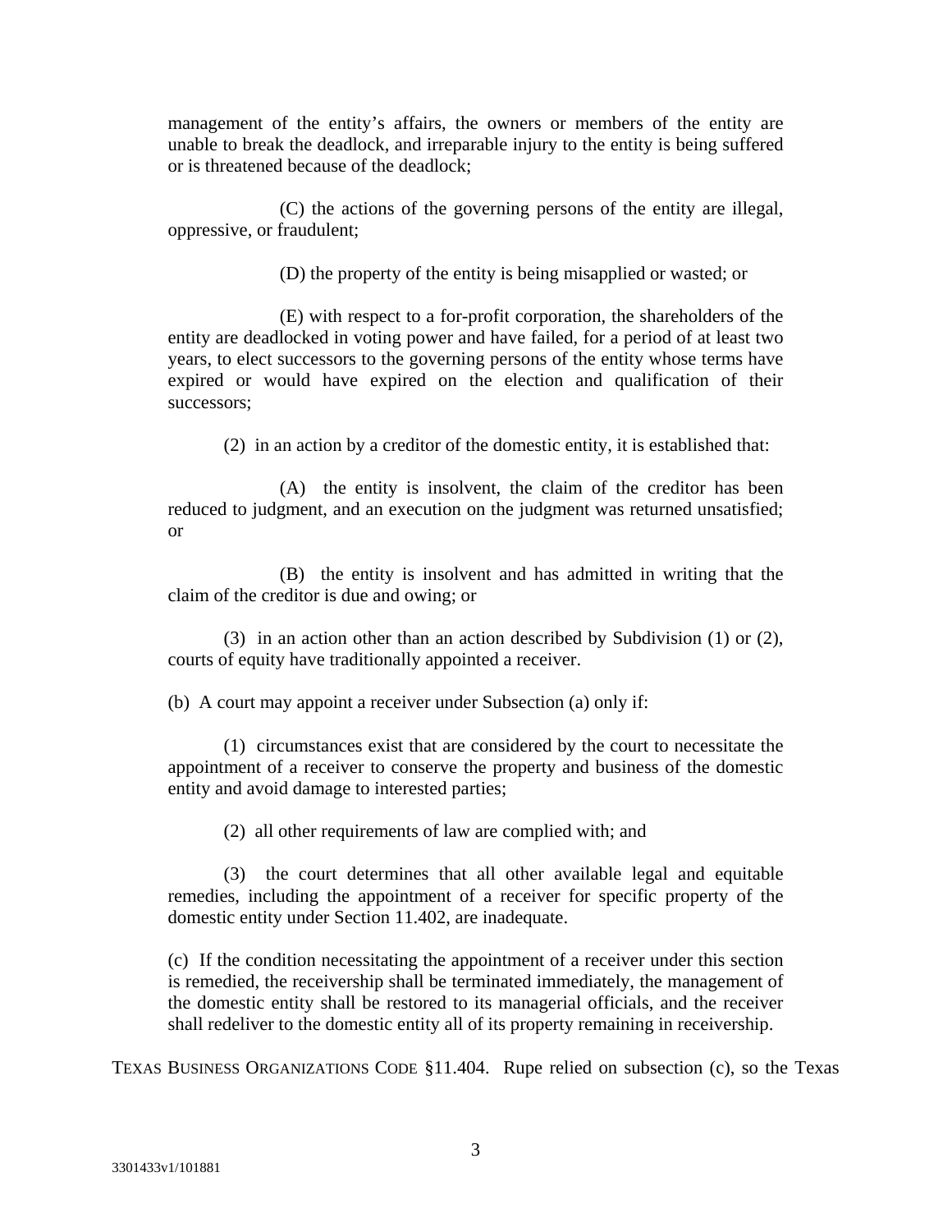management of the entity's affairs, the owners or members of the entity are unable to break the deadlock, and irreparable injury to the entity is being suffered or is threatened because of the deadlock;

(C) the actions of the governing persons of the entity are illegal, oppressive, or fraudulent;

(D) the property of the entity is being misapplied or wasted; or

(E) with respect to a for-profit corporation, the shareholders of the entity are deadlocked in voting power and have failed, for a period of at least two years, to elect successors to the governing persons of the entity whose terms have expired or would have expired on the election and qualification of their successors;

(2) in an action by a creditor of the domestic entity, it is established that:

(A) the entity is insolvent, the claim of the creditor has been reduced to judgment, and an execution on the judgment was returned unsatisfied; or

(B) the entity is insolvent and has admitted in writing that the claim of the creditor is due and owing; or

(3) in an action other than an action described by Subdivision (1) or (2), courts of equity have traditionally appointed a receiver.

(b) A court may appoint a receiver under Subsection (a) only if:

(1) circumstances exist that are considered by the court to necessitate the appointment of a receiver to conserve the property and business of the domestic entity and avoid damage to interested parties;

(2) all other requirements of law are complied with; and

(3) the court determines that all other available legal and equitable remedies, including the appointment of a receiver for specific property of the domestic entity under Section 11.402, are inadequate.

(c) If the condition necessitating the appointment of a receiver under this section is remedied, the receivership shall be terminated immediately, the management of the domestic entity shall be restored to its managerial officials, and the receiver shall redeliver to the domestic entity all of its property remaining in receivership.

TEXAS BUSINESS ORGANIZATIONS CODE §11.404. Rupe relied on subsection (c), so the Texas

3301433v1/101881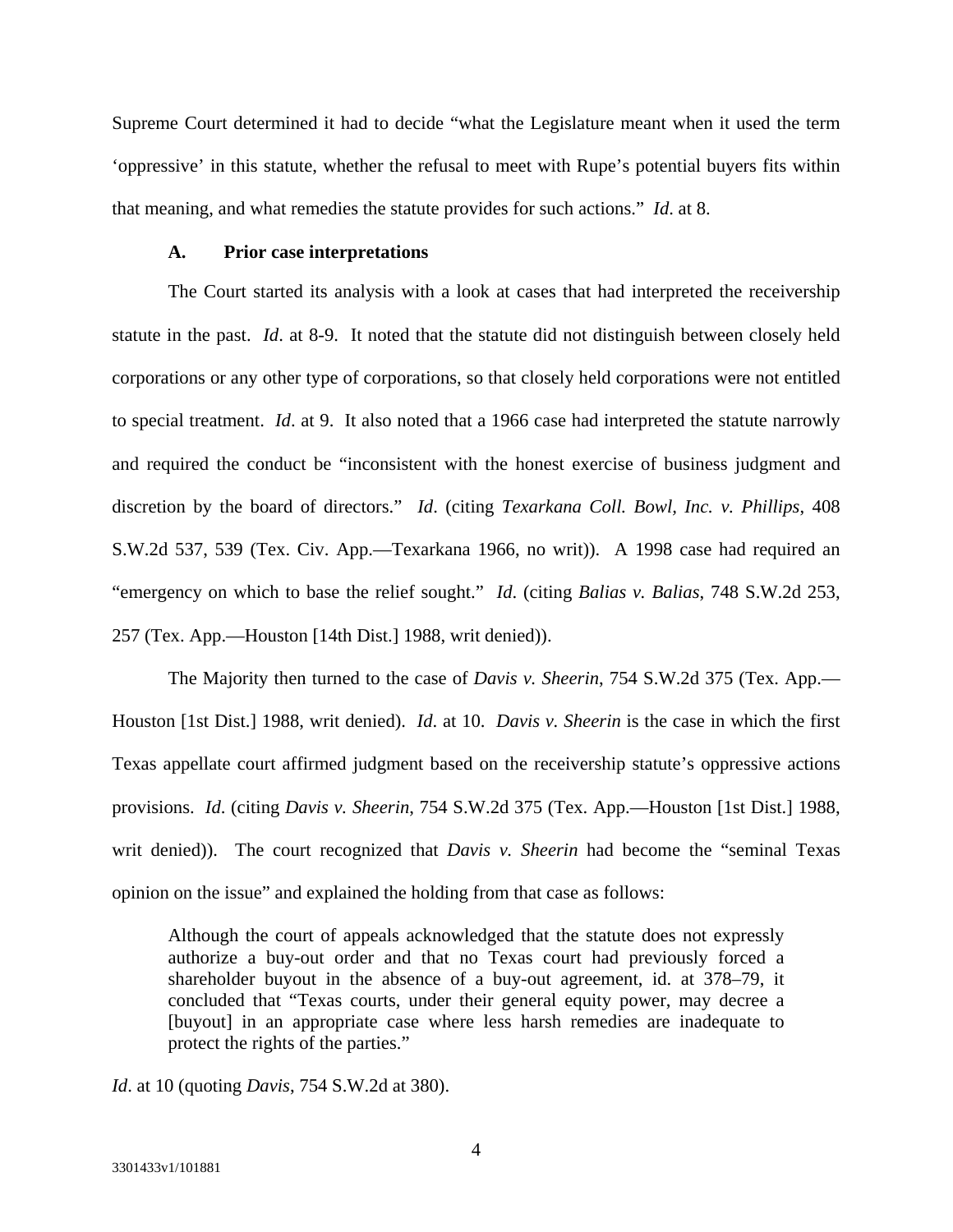Supreme Court determined it had to decide "what the Legislature meant when it used the term 'oppressive' in this statute, whether the refusal to meet with Rupe's potential buyers fits within that meaning, and what remedies the statute provides for such actions." *Id*. at 8.

### A. Prior case interpretations

The Court started its analysis with a look at cases that had interpreted the receivership statute in the past. *Id*. at 8-9. It noted that the statute did not distinguish between closely held corporations or any other type of corporations, so that closely held corporations were not entitled to special treatment. *Id*. at 9. It also noted that a 1966 case had interpreted the statute narrowly and required the conduct be "inconsistent with the honest exercise of business judgment and discretion by the board of directors." *Id*. (citing *Texarkana Coll. Bowl, Inc. v. Phillips*, 408 S.W.2d 537, 539 (Tex. Civ. App.—Texarkana 1966, no writ)). A 1998 case had required an "emergency on which to base the relief sought." *Id*. (citing *Balias v. Balias*, 748 S.W.2d 253, 257 (Tex. App.—Houston [14th Dist.] 1988, writ denied)).

The Majority then turned to the case of *Davis v. Sheerin*, 754 S.W.2d 375 (Tex. App.—Houston [1st Dist.] 1988, writ denied). *Id*. at 10. *Davis v. Sheerin* is the case in which the first Texas appellate court affirmed judgment based on the receivership statute's oppressive actions provisions. *Id*. (citing *Davis v. Sheerin*, 754 S.W.2d 375 (Tex. App.—Houston [1st Dist.] 1988, writ denied)). The court recognized that *Davis v. Sheerin* had become the "seminal Texas opinion on the issue" and explained the holding from that case as follows:

> Although the court of appeals acknowledged that the statute does not expressly authorize a buy-out order and that no Texas court had previously forced a shareholder buyout in the absence of a buy-out agreement, id. at 378–79, it concluded that "Texas courts, under their general equity power, may decree a [buyout] in an appropriate case where less harsh remedies are inadequate to protect the rights of the parties."

*Id*. at 10 (quoting *Davis*, 754 S.W.2d at 380).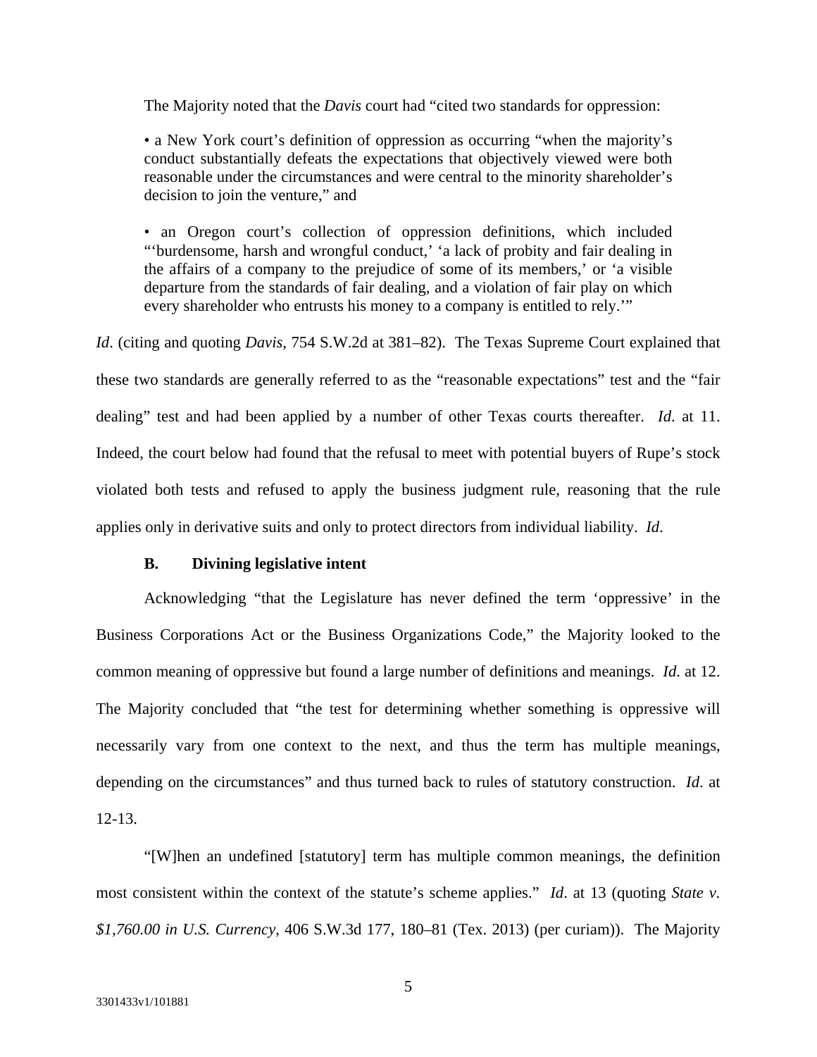The Majority noted that the *Davis* court had "cited two standards for oppression:

> • a New York court's definition of oppression as occurring "when the majority's conduct substantially defeats the expectations that objectively viewed were both reasonable under the circumstances and were central to the minority shareholder's decision to join the venture," and
>
> • an Oregon court's collection of oppression definitions, which included "'burdensome, harsh and wrongful conduct,' 'a lack of probity and fair dealing in the affairs of a company to the prejudice of some of its members,' or 'a visible departure from the standards of fair dealing, and a violation of fair play on which every shareholder who entrusts his money to a company is entitled to rely.'"

*Id*. (citing and quoting *Davis*, 754 S.W.2d at 381–82). The Texas Supreme Court explained that these two standards are generally referred to as the "reasonable expectations" test and the "fair dealing" test and had been applied by a number of other Texas courts thereafter. *Id*. at 11. Indeed, the court below had found that the refusal to meet with potential buyers of Rupe's stock violated both tests and refused to apply the business judgment rule, reasoning that the rule applies only in derivative suits and only to protect directors from individual liability. *Id*.

### B. Divining legislative intent

Acknowledging "that the Legislature has never defined the term 'oppressive' in the Business Corporations Act or the Business Organizations Code," the Majority looked to the common meaning of oppressive but found a large number of definitions and meanings. *Id*. at 12. The Majority concluded that "the test for determining whether something is oppressive will necessarily vary from one context to the next, and thus the term has multiple meanings, depending on the circumstances" and thus turned back to rules of statutory construction. *Id*. at 12-13.

"[W]hen an undefined [statutory] term has multiple common meanings, the definition most consistent within the context of the statute's scheme applies." *Id*. at 13 (quoting *State v. $1,760.00 in U.S. Currency*, 406 S.W.3d 177, 180–81 (Tex. 2013) (per curiam)). The Majority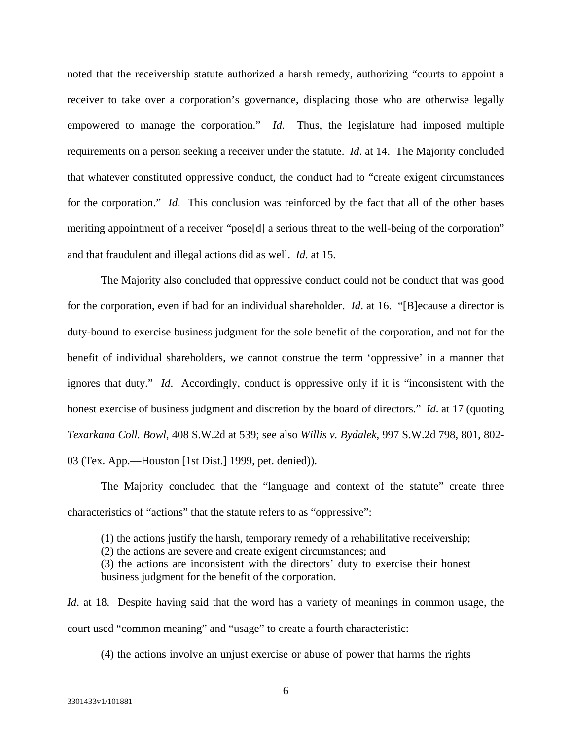noted that the receivership statute authorized a harsh remedy, authorizing "courts to appoint a receiver to take over a corporation's governance, displacing those who are otherwise legally empowered to manage the corporation." *Id*. Thus, the legislature had imposed multiple requirements on a person seeking a receiver under the statute. *Id*. at 14. The Majority concluded that whatever constituted oppressive conduct, the conduct had to "create exigent circumstances for the corporation." *Id*. This conclusion was reinforced by the fact that all of the other bases meriting appointment of a receiver "pose[d] a serious threat to the well-being of the corporation" and that fraudulent and illegal actions did as well. *Id*. at 15.

The Majority also concluded that oppressive conduct could not be conduct that was good for the corporation, even if bad for an individual shareholder. *Id*. at 16. "[B]ecause a director is duty-bound to exercise business judgment for the sole benefit of the corporation, and not for the benefit of individual shareholders, we cannot construe the term 'oppressive' in a manner that ignores that duty." *Id*. Accordingly, conduct is oppressive only if it is "inconsistent with the honest exercise of business judgment and discretion by the board of directors." *Id*. at 17 (quoting *Texarkana Coll. Bowl*, 408 S.W.2d at 539; see also *Willis v. Bydalek*, 997 S.W.2d 798, 801, 802-03 (Tex. App.—Houston [1st Dist.] 1999, pet. denied)).

The Majority concluded that the "language and context of the statute" create three characteristics of "actions" that the statute refers to as "oppressive":

> (1) the actions justify the harsh, temporary remedy of a rehabilitative receivership;
> (2) the actions are severe and create exigent circumstances; and
> (3) the actions are inconsistent with the directors' duty to exercise their honest business judgment for the benefit of the corporation.

*Id*. at 18. Despite having said that the word has a variety of meanings in common usage, the court used "common meaning" and "usage" to create a fourth characteristic:

> (4) the actions involve an unjust exercise or abuse of power that harms the rights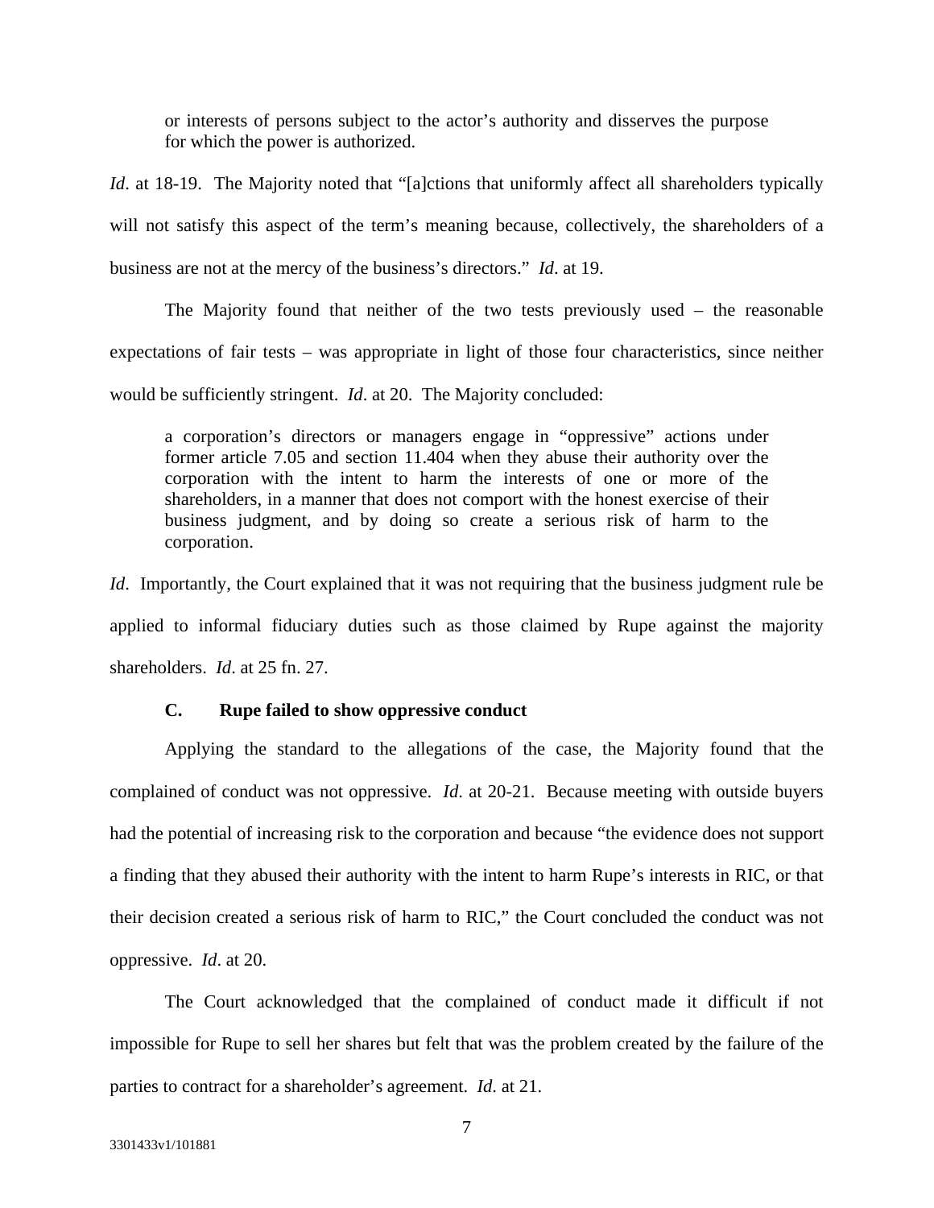> or interests of persons subject to the actor's authority and disserves the purpose for which the power is authorized.

*Id*. at 18-19. The Majority noted that "[a]ctions that uniformly affect all shareholders typically will not satisfy this aspect of the term's meaning because, collectively, the shareholders of a business are not at the mercy of the business's directors." *Id*. at 19.

The Majority found that neither of the two tests previously used – the reasonable expectations of fair tests – was appropriate in light of those four characteristics, since neither would be sufficiently stringent. *Id*. at 20. The Majority concluded:

> a corporation's directors or managers engage in "oppressive" actions under former article 7.05 and section 11.404 when they abuse their authority over the corporation with the intent to harm the interests of one or more of the shareholders, in a manner that does not comport with the honest exercise of their business judgment, and by doing so create a serious risk of harm to the corporation.

*Id*. Importantly, the Court explained that it was not requiring that the business judgment rule be applied to informal fiduciary duties such as those claimed by Rupe against the majority shareholders. *Id*. at 25 fn. 27.

### C. Rupe failed to show oppressive conduct

Applying the standard to the allegations of the case, the Majority found that the complained of conduct was not oppressive. *Id*. at 20-21. Because meeting with outside buyers had the potential of increasing risk to the corporation and because "the evidence does not support a finding that they abused their authority with the intent to harm Rupe's interests in RIC, or that their decision created a serious risk of harm to RIC," the Court concluded the conduct was not oppressive. *Id*. at 20.

The Court acknowledged that the complained of conduct made it difficult if not impossible for Rupe to sell her shares but felt that was the problem created by the failure of the parties to contract for a shareholder's agreement. *Id*. at 21.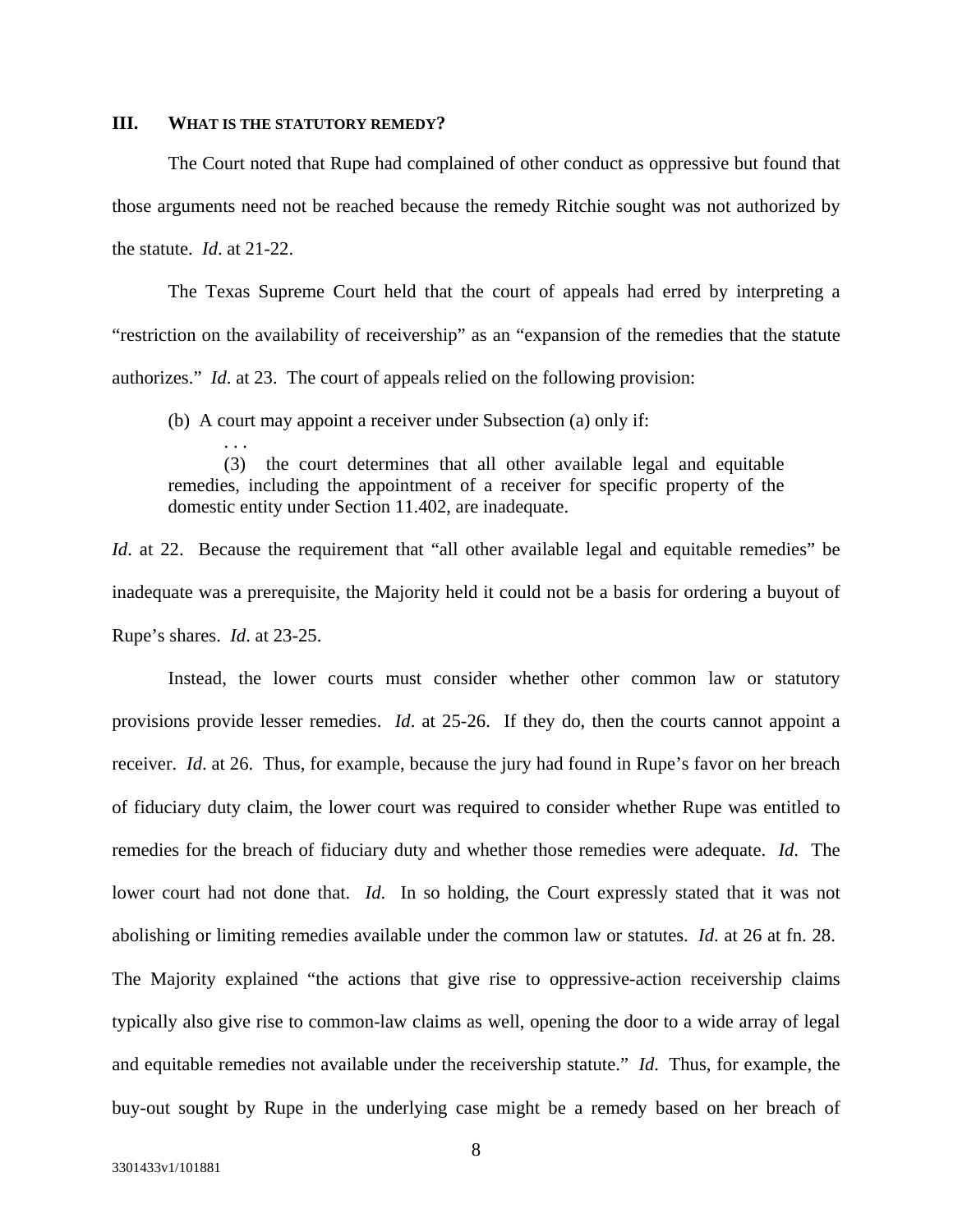## III. WHAT IS THE STATUTORY REMEDY?

The Court noted that Rupe had complained of other conduct as oppressive but found that those arguments need not be reached because the remedy Ritchie sought was not authorized by the statute. *Id*. at 21-22.

The Texas Supreme Court held that the court of appeals had erred by interpreting a "restriction on the availability of receivership" as an "expansion of the remedies that the statute authorizes." *Id*. at 23. The court of appeals relied on the following provision:

> (b) A court may appoint a receiver under Subsection (a) only if:
>
> . . .
>
> (3) the court determines that all other available legal and equitable remedies, including the appointment of a receiver for specific property of the domestic entity under Section 11.402, are inadequate.

*Id*. at 22. Because the requirement that "all other available legal and equitable remedies" be inadequate was a prerequisite, the Majority held it could not be a basis for ordering a buyout of Rupe's shares. *Id*. at 23-25.

Instead, the lower courts must consider whether other common law or statutory provisions provide lesser remedies. *Id*. at 25-26. If they do, then the courts cannot appoint a receiver. *Id*. at 26. Thus, for example, because the jury had found in Rupe's favor on her breach of fiduciary duty claim, the lower court was required to consider whether Rupe was entitled to remedies for the breach of fiduciary duty and whether those remedies were adequate. *Id*. The lower court had not done that. *Id*. In so holding, the Court expressly stated that it was not abolishing or limiting remedies available under the common law or statutes. *Id.* at 26 at fn. 28. The Majority explained "the actions that give rise to oppressive-action receivership claims typically also give rise to common-law claims as well, opening the door to a wide array of legal and equitable remedies not available under the receivership statute." *Id.* Thus, for example, the buy-out sought by Rupe in the underlying case might be a remedy based on her breach of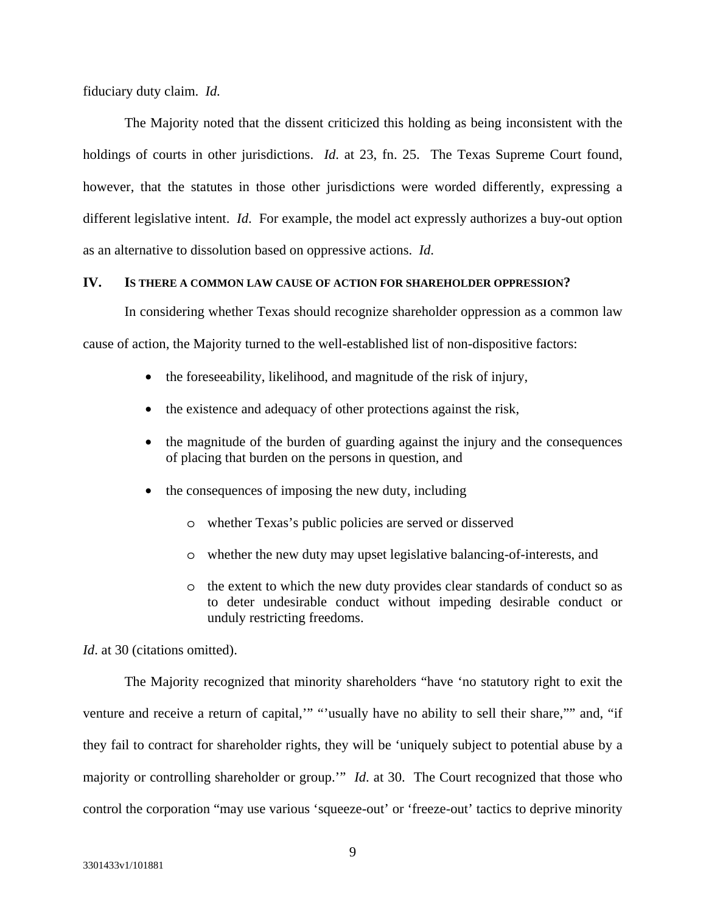fiduciary duty claim. *Id.*

The Majority noted that the dissent criticized this holding as being inconsistent with the holdings of courts in other jurisdictions. *Id*. at 23, fn. 25. The Texas Supreme Court found, however, that the statutes in those other jurisdictions were worded differently, expressing a different legislative intent. *Id*. For example, the model act expressly authorizes a buy-out option as an alternative to dissolution based on oppressive actions. *Id*.

## IV. IS THERE A COMMON LAW CAUSE OF ACTION FOR SHAREHOLDER OPPRESSION?

In considering whether Texas should recognize shareholder oppression as a common law cause of action, the Majority turned to the well-established list of non-dispositive factors:

- the foreseeability, likelihood, and magnitude of the risk of injury,
- the existence and adequacy of other protections against the risk,
- the magnitude of the burden of guarding against the injury and the consequences of placing that burden on the persons in question, and
- the consequences of imposing the new duty, including
  - whether Texas's public policies are served or disserved
  - whether the new duty may upset legislative balancing-of-interests, and
  - the extent to which the new duty provides clear standards of conduct so as to deter undesirable conduct without impeding desirable conduct or unduly restricting freedoms.

*Id*. at 30 (citations omitted).

The Majority recognized that minority shareholders "have 'no statutory right to exit the venture and receive a return of capital,'" "'usually have no ability to sell their share,"" and, "if they fail to contract for shareholder rights, they will be 'uniquely subject to potential abuse by a majority or controlling shareholder or group.'" *Id*. at 30. The Court recognized that those who control the corporation "may use various 'squeeze-out' or 'freeze-out' tactics to deprive minority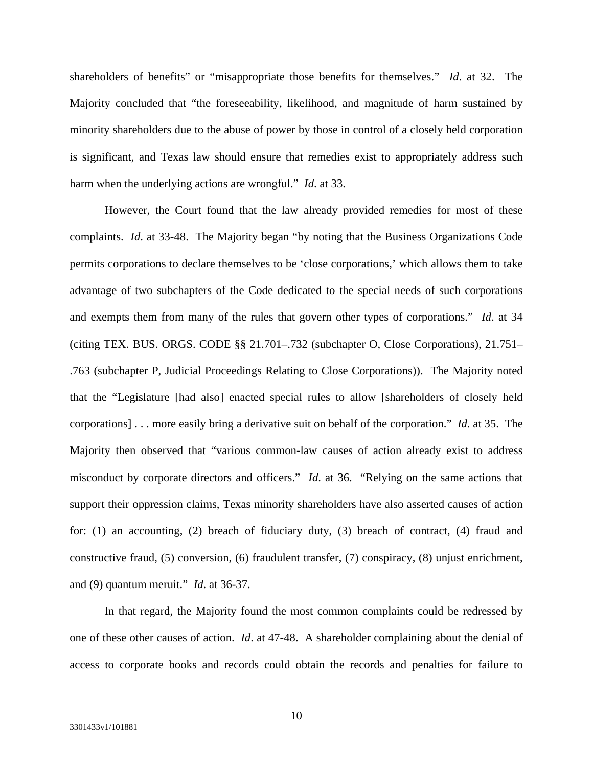shareholders of benefits" or "misappropriate those benefits for themselves." *Id*. at 32. The Majority concluded that "the foreseeability, likelihood, and magnitude of harm sustained by minority shareholders due to the abuse of power by those in control of a closely held corporation is significant, and Texas law should ensure that remedies exist to appropriately address such harm when the underlying actions are wrongful." *Id*. at 33.

However, the Court found that the law already provided remedies for most of these complaints. *Id*. at 33-48. The Majority began "by noting that the Business Organizations Code permits corporations to declare themselves to be 'close corporations,' which allows them to take advantage of two subchapters of the Code dedicated to the special needs of such corporations and exempts them from many of the rules that govern other types of corporations." *Id*. at 34 (citing TEX. BUS. ORGS. CODE §§ 21.701–.732 (subchapter O, Close Corporations), 21.751–.763 (subchapter P, Judicial Proceedings Relating to Close Corporations)). The Majority noted that the "Legislature [had also] enacted special rules to allow [shareholders of closely held corporations] . . . more easily bring a derivative suit on behalf of the corporation." *Id*. at 35. The Majority then observed that "various common-law causes of action already exist to address misconduct by corporate directors and officers." *Id*. at 36. "Relying on the same actions that support their oppression claims, Texas minority shareholders have also asserted causes of action for: (1) an accounting, (2) breach of fiduciary duty, (3) breach of contract, (4) fraud and constructive fraud, (5) conversion, (6) fraudulent transfer, (7) conspiracy, (8) unjust enrichment, and (9) quantum meruit." *Id*. at 36-37.

In that regard, the Majority found the most common complaints could be redressed by one of these other causes of action. *Id*. at 47-48. A shareholder complaining about the denial of access to corporate books and records could obtain the records and penalties for failure to

3301433v1/101881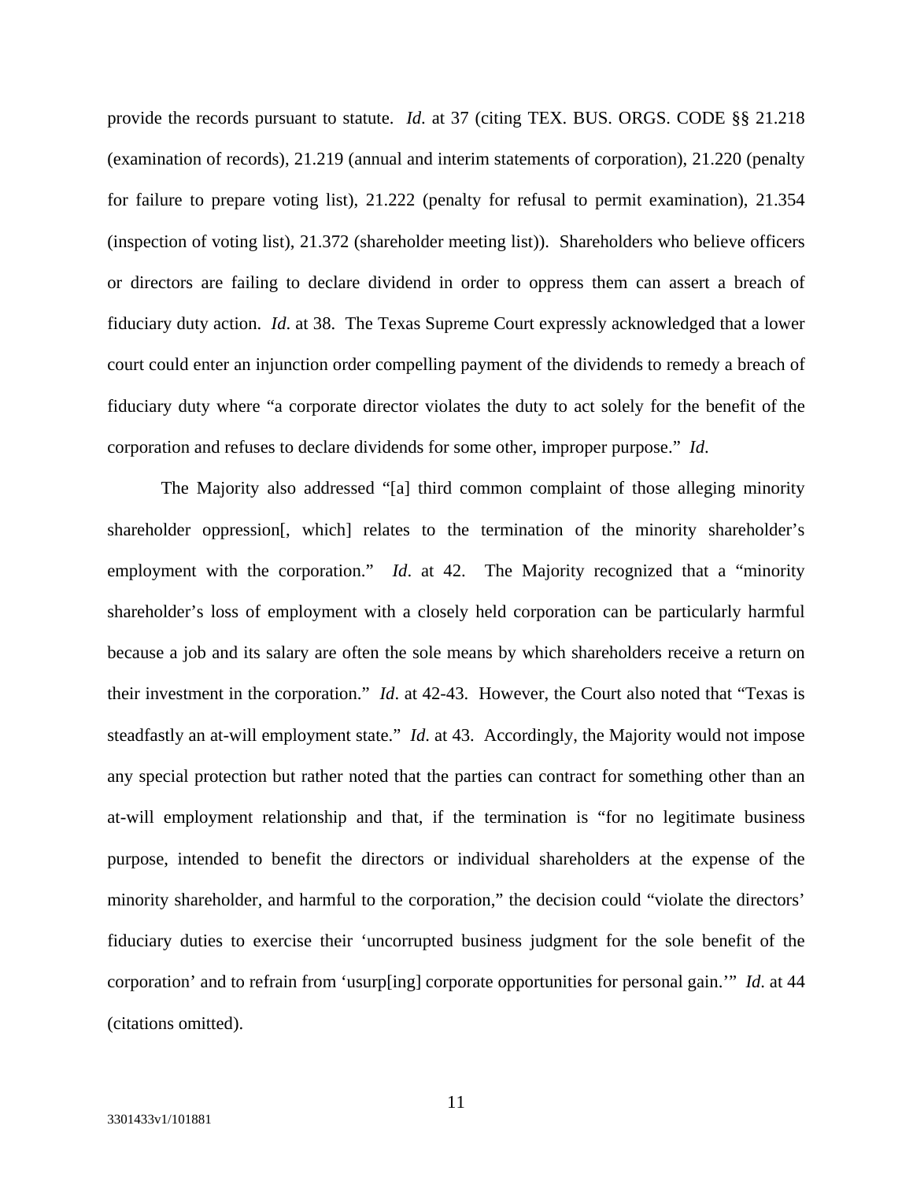provide the records pursuant to statute. *Id*. at 37 (citing TEX. BUS. ORGS. CODE §§ 21.218 (examination of records), 21.219 (annual and interim statements of corporation), 21.220 (penalty for failure to prepare voting list), 21.222 (penalty for refusal to permit examination), 21.354 (inspection of voting list), 21.372 (shareholder meeting list)). Shareholders who believe officers or directors are failing to declare dividend in order to oppress them can assert a breach of fiduciary duty action. *Id*. at 38. The Texas Supreme Court expressly acknowledged that a lower court could enter an injunction order compelling payment of the dividends to remedy a breach of fiduciary duty where "a corporate director violates the duty to act solely for the benefit of the corporation and refuses to declare dividends for some other, improper purpose." *Id*.

The Majority also addressed "[a] third common complaint of those alleging minority shareholder oppression[, which] relates to the termination of the minority shareholder's employment with the corporation." *Id*. at 42. The Majority recognized that a "minority shareholder's loss of employment with a closely held corporation can be particularly harmful because a job and its salary are often the sole means by which shareholders receive a return on their investment in the corporation." *Id*. at 42-43. However, the Court also noted that "Texas is steadfastly an at-will employment state." *Id*. at 43. Accordingly, the Majority would not impose any special protection but rather noted that the parties can contract for something other than an at-will employment relationship and that, if the termination is "for no legitimate business purpose, intended to benefit the directors or individual shareholders at the expense of the minority shareholder, and harmful to the corporation," the decision could "violate the directors' fiduciary duties to exercise their 'uncorrupted business judgment for the sole benefit of the corporation' and to refrain from 'usurp[ing] corporate opportunities for personal gain.'" *Id*. at 44 (citations omitted).

3301433v1/101881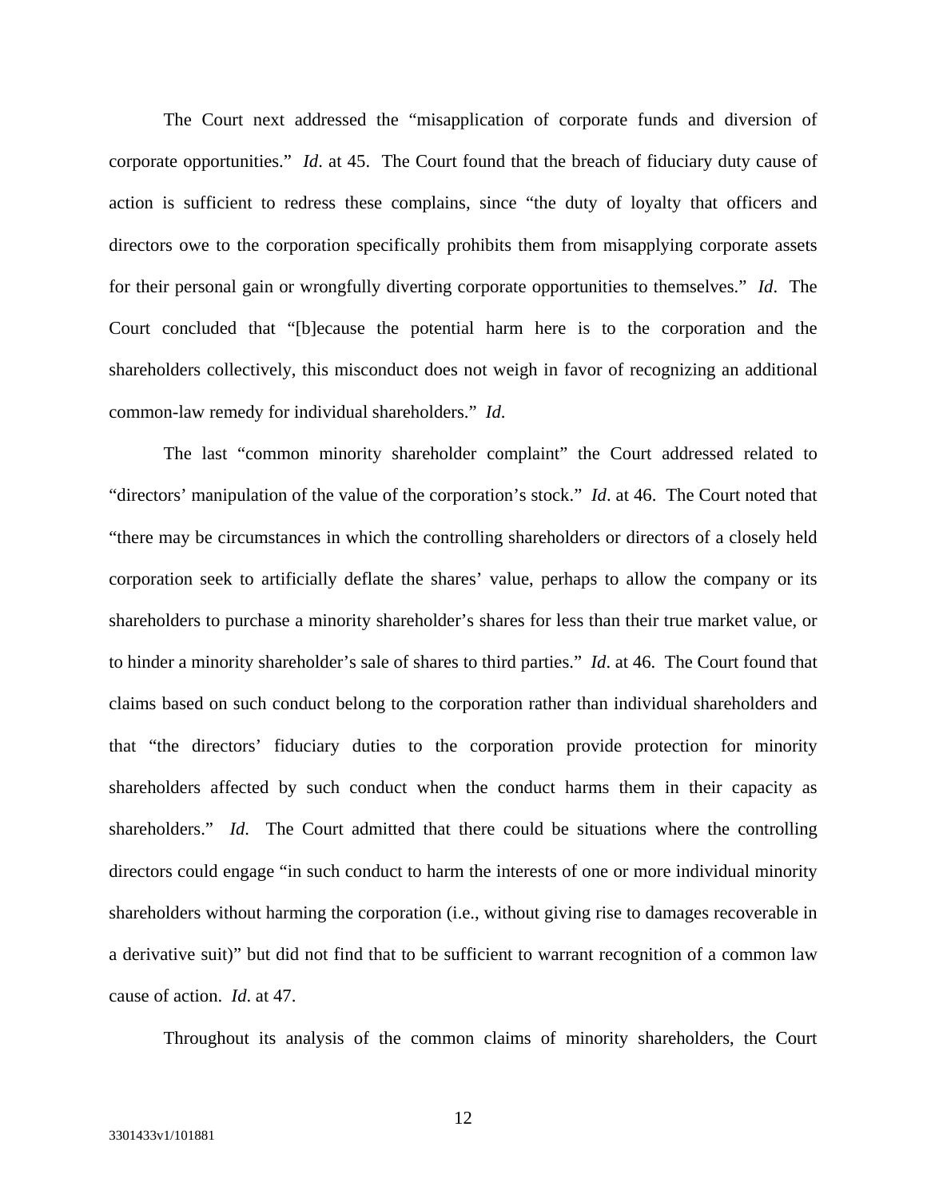The Court next addressed the "misapplication of corporate funds and diversion of corporate opportunities." *Id*. at 45. The Court found that the breach of fiduciary duty cause of action is sufficient to redress these complains, since "the duty of loyalty that officers and directors owe to the corporation specifically prohibits them from misapplying corporate assets for their personal gain or wrongfully diverting corporate opportunities to themselves." *Id*. The Court concluded that "[b]ecause the potential harm here is to the corporation and the shareholders collectively, this misconduct does not weigh in favor of recognizing an additional common-law remedy for individual shareholders." *Id*.

The last "common minority shareholder complaint" the Court addressed related to "directors' manipulation of the value of the corporation's stock." *Id*. at 46. The Court noted that "there may be circumstances in which the controlling shareholders or directors of a closely held corporation seek to artificially deflate the shares' value, perhaps to allow the company or its shareholders to purchase a minority shareholder's shares for less than their true market value, or to hinder a minority shareholder's sale of shares to third parties." *Id*. at 46. The Court found that claims based on such conduct belong to the corporation rather than individual shareholders and that "the directors' fiduciary duties to the corporation provide protection for minority shareholders affected by such conduct when the conduct harms them in their capacity as shareholders." *Id*. The Court admitted that there could be situations where the controlling directors could engage "in such conduct to harm the interests of one or more individual minority shareholders without harming the corporation (i.e., without giving rise to damages recoverable in a derivative suit)" but did not find that to be sufficient to warrant recognition of a common law cause of action. *Id*. at 47.

Throughout its analysis of the common claims of minority shareholders, the Court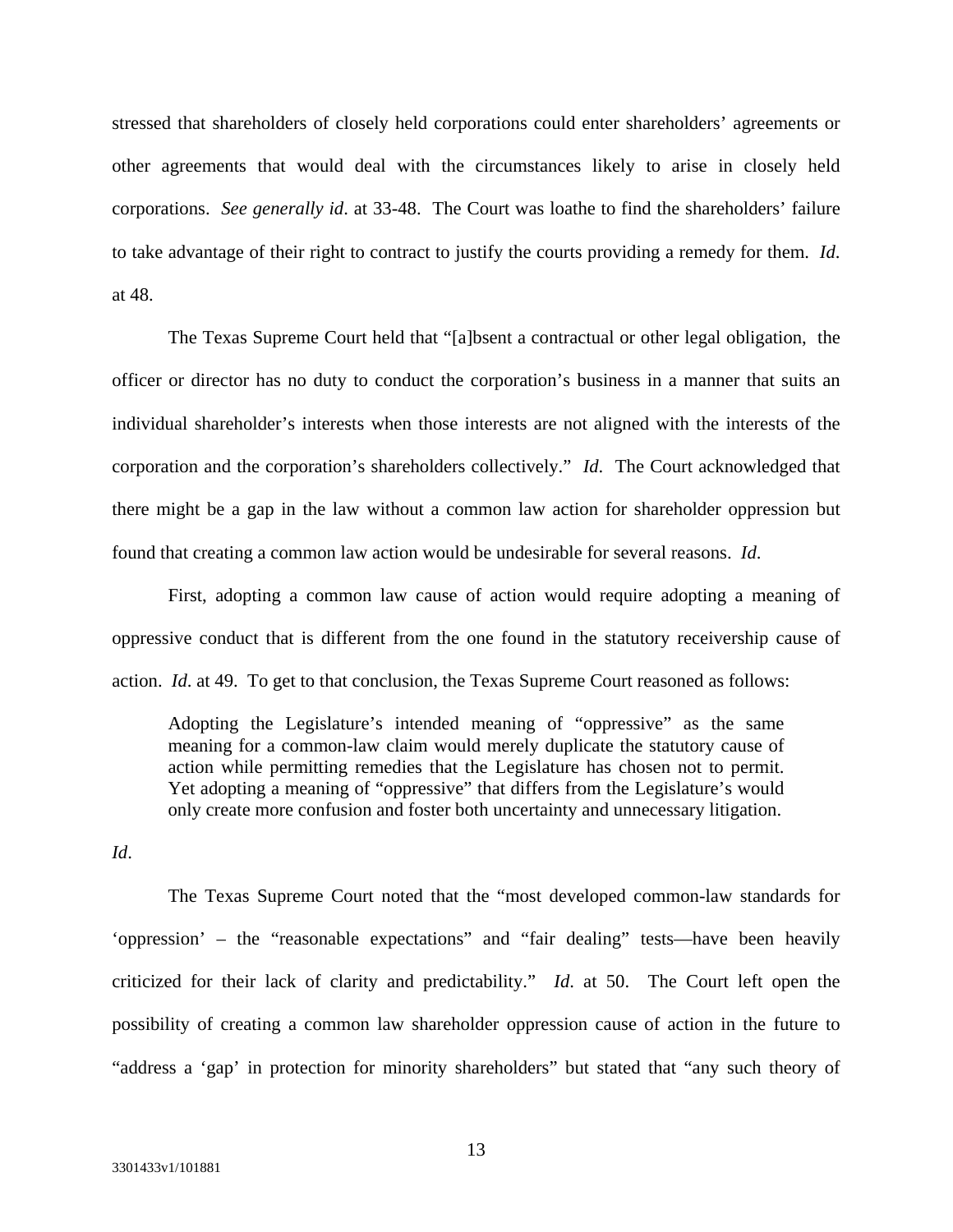stressed that shareholders of closely held corporations could enter shareholders' agreements or other agreements that would deal with the circumstances likely to arise in closely held corporations. *See generally id*. at 33-48. The Court was loathe to find the shareholders' failure to take advantage of their right to contract to justify the courts providing a remedy for them. *Id*. at 48.

The Texas Supreme Court held that "[a]bsent a contractual or other legal obligation, the officer or director has no duty to conduct the corporation's business in a manner that suits an individual shareholder's interests when those interests are not aligned with the interests of the corporation and the corporation's shareholders collectively." *Id*. The Court acknowledged that there might be a gap in the law without a common law action for shareholder oppression but found that creating a common law action would be undesirable for several reasons. *Id*.

First, adopting a common law cause of action would require adopting a meaning of oppressive conduct that is different from the one found in the statutory receivership cause of action. *Id*. at 49. To get to that conclusion, the Texas Supreme Court reasoned as follows:

> Adopting the Legislature's intended meaning of "oppressive" as the same meaning for a common-law claim would merely duplicate the statutory cause of action while permitting remedies that the Legislature has chosen not to permit. Yet adopting a meaning of "oppressive" that differs from the Legislature's would only create more confusion and foster both uncertainty and unnecessary litigation.

*Id*.

The Texas Supreme Court noted that the "most developed common-law standards for 'oppression' – the "reasonable expectations" and "fair dealing" tests—have been heavily criticized for their lack of clarity and predictability." *Id*. at 50. The Court left open the possibility of creating a common law shareholder oppression cause of action in the future to "address a 'gap' in protection for minority shareholders" but stated that "any such theory of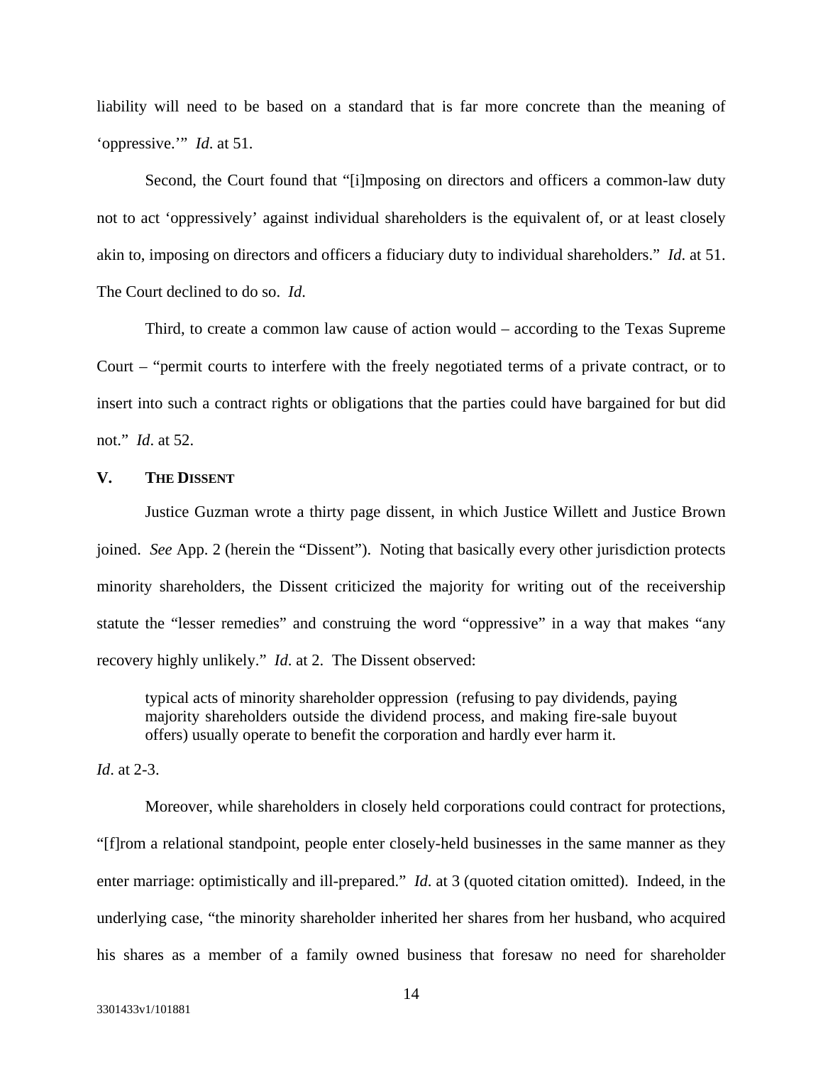liability will need to be based on a standard that is far more concrete than the meaning of 'oppressive.'" *Id*. at 51.

Second, the Court found that "[i]mposing on directors and officers a common-law duty not to act 'oppressively' against individual shareholders is the equivalent of, or at least closely akin to, imposing on directors and officers a fiduciary duty to individual shareholders." *Id*. at 51. The Court declined to do so. *Id*.

Third, to create a common law cause of action would – according to the Texas Supreme Court – "permit courts to interfere with the freely negotiated terms of a private contract, or to insert into such a contract rights or obligations that the parties could have bargained for but did not." *Id*. at 52.

## V. THE DISSENT

Justice Guzman wrote a thirty page dissent, in which Justice Willett and Justice Brown joined. *See* App. 2 (herein the "Dissent"). Noting that basically every other jurisdiction protects minority shareholders, the Dissent criticized the majority for writing out of the receivership statute the "lesser remedies" and construing the word "oppressive" in a way that makes "any recovery highly unlikely." *Id*. at 2. The Dissent observed:

> typical acts of minority shareholder oppression (refusing to pay dividends, paying majority shareholders outside the dividend process, and making fire-sale buyout offers) usually operate to benefit the corporation and hardly ever harm it.

*Id*. at 2-3.

Moreover, while shareholders in closely held corporations could contract for protections, "[f]rom a relational standpoint, people enter closely-held businesses in the same manner as they enter marriage: optimistically and ill-prepared." *Id*. at 3 (quoted citation omitted). Indeed, in the underlying case, "the minority shareholder inherited her shares from her husband, who acquired his shares as a member of a family owned business that foresaw no need for shareholder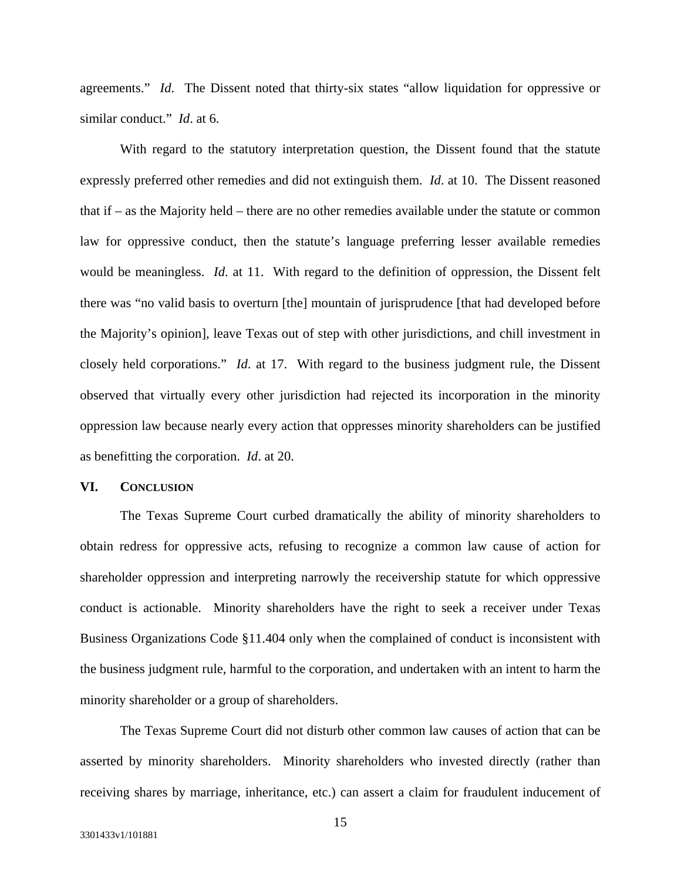agreements." *Id*. The Dissent noted that thirty-six states "allow liquidation for oppressive or similar conduct." *Id*. at 6.

With regard to the statutory interpretation question, the Dissent found that the statute expressly preferred other remedies and did not extinguish them. *Id*. at 10. The Dissent reasoned that if – as the Majority held – there are no other remedies available under the statute or common law for oppressive conduct, then the statute's language preferring lesser available remedies would be meaningless. *Id*. at 11. With regard to the definition of oppression, the Dissent felt there was "no valid basis to overturn [the] mountain of jurisprudence [that had developed before the Majority's opinion], leave Texas out of step with other jurisdictions, and chill investment in closely held corporations." *Id*. at 17. With regard to the business judgment rule, the Dissent observed that virtually every other jurisdiction had rejected its incorporation in the minority oppression law because nearly every action that oppresses minority shareholders can be justified as benefitting the corporation. *Id*. at 20.

## VI. CONCLUSION

The Texas Supreme Court curbed dramatically the ability of minority shareholders to obtain redress for oppressive acts, refusing to recognize a common law cause of action for shareholder oppression and interpreting narrowly the receivership statute for which oppressive conduct is actionable. Minority shareholders have the right to seek a receiver under Texas Business Organizations Code §11.404 only when the complained of conduct is inconsistent with the business judgment rule, harmful to the corporation, and undertaken with an intent to harm the minority shareholder or a group of shareholders.

The Texas Supreme Court did not disturb other common law causes of action that can be asserted by minority shareholders. Minority shareholders who invested directly (rather than receiving shares by marriage, inheritance, etc.) can assert a claim for fraudulent inducement of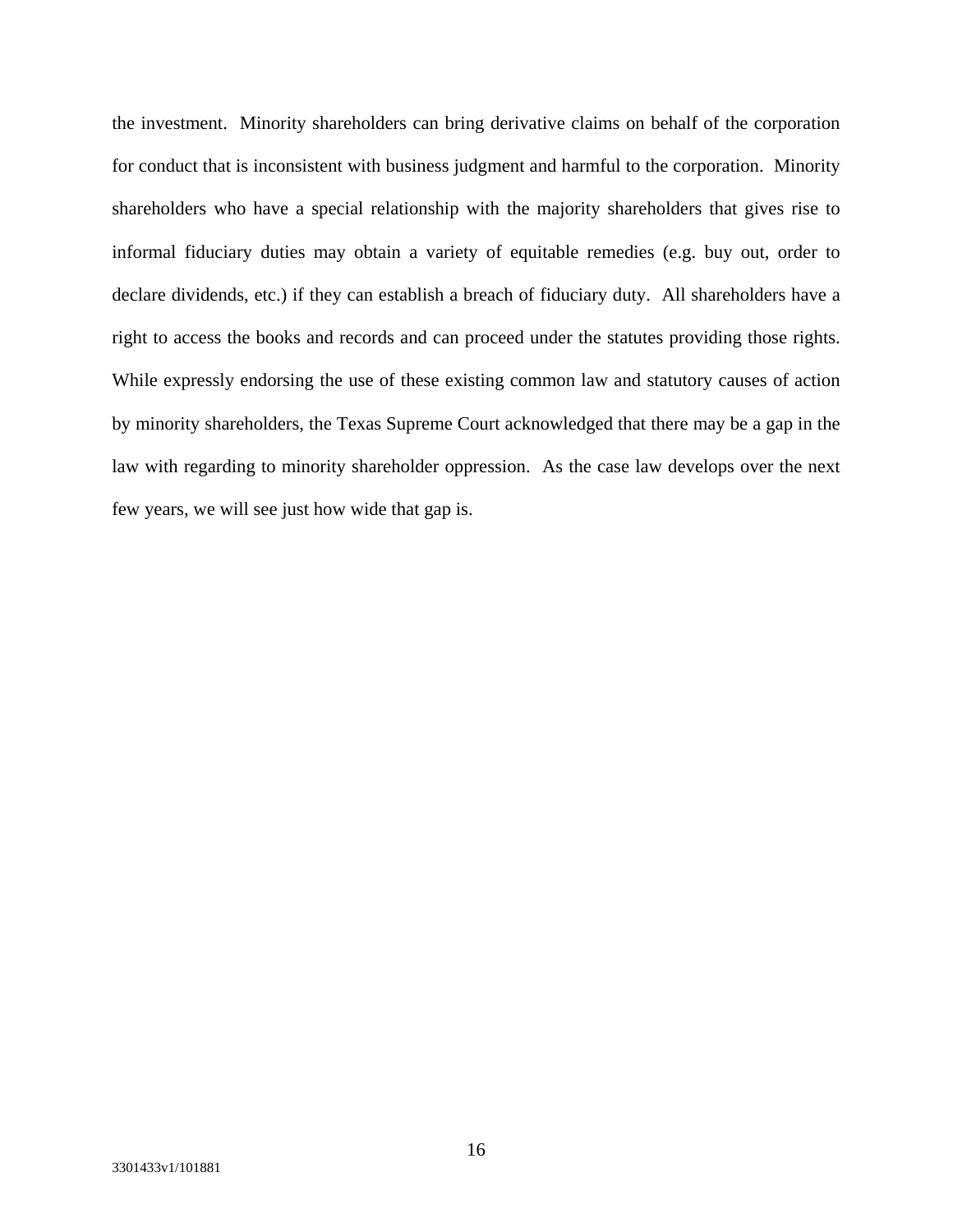the investment. Minority shareholders can bring derivative claims on behalf of the corporation for conduct that is inconsistent with business judgment and harmful to the corporation. Minority shareholders who have a special relationship with the majority shareholders that gives rise to informal fiduciary duties may obtain a variety of equitable remedies (e.g. buy out, order to declare dividends, etc.) if they can establish a breach of fiduciary duty. All shareholders have a right to access the books and records and can proceed under the statutes providing those rights. While expressly endorsing the use of these existing common law and statutory causes of action by minority shareholders, the Texas Supreme Court acknowledged that there may be a gap in the law with regarding to minority shareholder oppression. As the case law develops over the next few years, we will see just how wide that gap is.